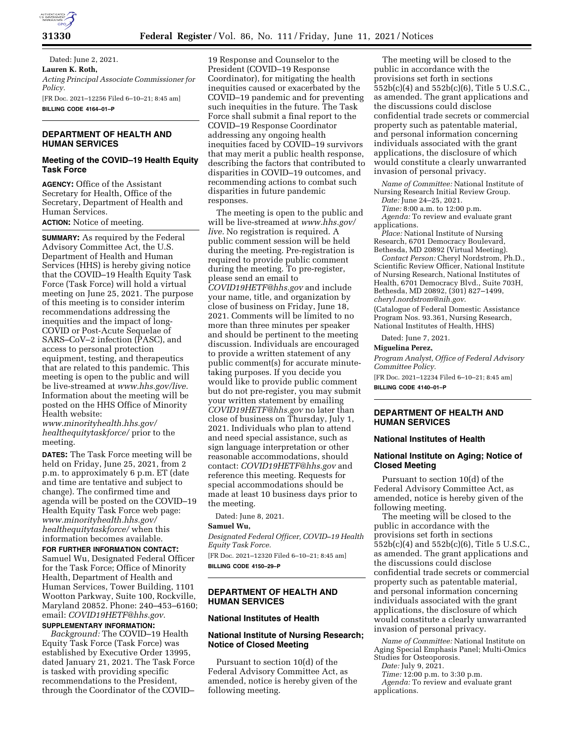Dated: June 2, 2021.

**Lauren K. Roth,**

*Acting Principal Associate Commissioner for Policy.*

[FR Doc. 2021–12256 Filed 6–10–21; 8:45 am]

**BILLING CODE 4164–01–P**

## DEPARTMENT OF HEALTH AND HUMAN SERVICES

### Meeting of the COVID–19 Health Equity Task Force

**AGENCY:** Office of the Assistant Secretary for Health, Office of the Secretary, Department of Health and Human Services.

**ACTION:** Notice of meeting.

**SUMMARY:** As required by the Federal Advisory Committee Act, the U.S. Department of Health and Human Services (HHS) is hereby giving notice that the COVID–19 Health Equity Task Force (Task Force) will hold a virtual meeting on June 25, 2021. The purpose of this meeting is to consider interim recommendations addressing the inequities and the impact of long-COVID or Post-Acute Sequelae of SARS–CoV–2 infection (PASC), and access to personal protection equipment, testing, and therapeutics that are related to this pandemic. This meeting is open to the public and will be live-streamed at *www.hhs.gov/live.* Information about the meeting will be posted on the HHS Office of Minority Health website: *www.minorityhealth.hhs.gov/healthequitytaskforce/* prior to the meeting.

**DATES:** The Task Force meeting will be held on Friday, June 25, 2021, from 2 p.m. to approximately 6 p.m. ET (date and time are tentative and subject to change). The confirmed time and agenda will be posted on the COVID–19 Health Equity Task Force web page: *www.minorityhealth.hhs.gov/healthequitytaskforce/* when this information becomes available.

**FOR FURTHER INFORMATION CONTACT:** Samuel Wu, Designated Federal Officer for the Task Force; Office of Minority Health, Department of Health and Human Services, Tower Building, 1101 Wootton Parkway, Suite 100, Rockville, Maryland 20852. Phone: 240–453–6160; email: *COVID19HETF@hhs.gov.*

**SUPPLEMENTARY INFORMATION:**

*Background:* The COVID–19 Health Equity Task Force (Task Force) was established by Executive Order 13995, dated January 21, 2021. The Task Force is tasked with providing specific recommendations to the President, through the Coordinator of the COVID–19 Response and Counselor to the President (COVID–19 Response Coordinator), for mitigating the health inequities caused or exacerbated by the COVID–19 pandemic and for preventing such inequities in the future. The Task Force shall submit a final report to the COVID–19 Response Coordinator addressing any ongoing health inequities faced by COVID–19 survivors that may merit a public health response, describing the factors that contributed to disparities in COVID–19 outcomes, and recommending actions to combat such disparities in future pandemic responses.

The meeting is open to the public and will be live-streamed at *www.hhs.gov/live.* No registration is required. A public comment session will be held during the meeting. Pre-registration is required to provide public comment during the meeting. To pre-register, please send an email to *COVID19HETF@hhs.gov* and include your name, title, and organization by close of business on Friday, June 18, 2021. Comments will be limited to no more than three minutes per speaker and should be pertinent to the meeting discussion. Individuals are encouraged to provide a written statement of any public comment(s) for accurate minute-taking purposes. If you decide you would like to provide public comment but do not pre-register, you may submit your written statement by emailing *COVID19HETF@hhs.gov* no later than close of business on Thursday, July 1, 2021. Individuals who plan to attend and need special assistance, such as sign language interpretation or other reasonable accommodations, should contact: *COVID19HETF@hhs.gov* and reference this meeting. Requests for special accommodations should be made at least 10 business days prior to the meeting.

Dated: June 8, 2021.

**Samuel Wu,**

*Designated Federal Officer, COVID–19 Health Equity Task Force.*

[FR Doc. 2021–12320 Filed 6–10–21; 8:45 am]

**BILLING CODE 4150–29–P**

## DEPARTMENT OF HEALTH AND HUMAN SERVICES

### National Institutes of Health

### National Institute of Nursing Research; Notice of Closed Meeting

Pursuant to section 10(d) of the Federal Advisory Committee Act, as amended, notice is hereby given of the following meeting.

The meeting will be closed to the public in accordance with the provisions set forth in sections 552b(c)(4) and 552b(c)(6), Title 5 U.S.C., as amended. The grant applications and the discussions could disclose confidential trade secrets or commercial property such as patentable material, and personal information concerning individuals associated with the grant applications, the disclosure of which would constitute a clearly unwarranted invasion of personal privacy.

*Name of Committee:* National Institute of Nursing Research Initial Review Group.

*Date:* June 24–25, 2021.

*Time:* 8:00 a.m. to 12:00 p.m.

*Agenda:* To review and evaluate grant applications.

*Place:* National Institute of Nursing Research, 6701 Democracy Boulevard, Bethesda, MD 20892 (Virtual Meeting).

*Contact Person:* Cheryl Nordstrom, Ph.D., Scientific Review Officer, National Institute of Nursing Research, National Institutes of Health, 6701 Democracy Blvd., Suite 703H, Bethesda, MD 20892, (301) 827–1499, *cheryl.nordstrom@nih.gov*.

(Catalogue of Federal Domestic Assistance Program Nos. 93.361, Nursing Research, National Institutes of Health, HHS)

Dated: June 7, 2021.

**Miguelina Perez,**

*Program Analyst, Office of Federal Advisory Committee Policy.*

[FR Doc. 2021–12234 Filed 6–10–21; 8:45 am]

**BILLING CODE 4140–01–P**

## DEPARTMENT OF HEALTH AND HUMAN SERVICES

### National Institutes of Health

### National Institute on Aging; Notice of Closed Meeting

Pursuant to section 10(d) of the Federal Advisory Committee Act, as amended, notice is hereby given of the following meeting.

The meeting will be closed to the public in accordance with the provisions set forth in sections 552b(c)(4) and 552b(c)(6), Title 5 U.S.C., as amended. The grant applications and the discussions could disclose confidential trade secrets or commercial property such as patentable material, and personal information concerning individuals associated with the grant applications, the disclosure of which would constitute a clearly unwarranted invasion of personal privacy.

*Name of Committee:* National Institute on Aging Special Emphasis Panel; Multi-Omics Studies for Osteoporosis.

*Date:* July 9, 2021.

*Time:* 12:00 p.m. to 3:30 p.m.

*Agenda:* To review and evaluate grant applications.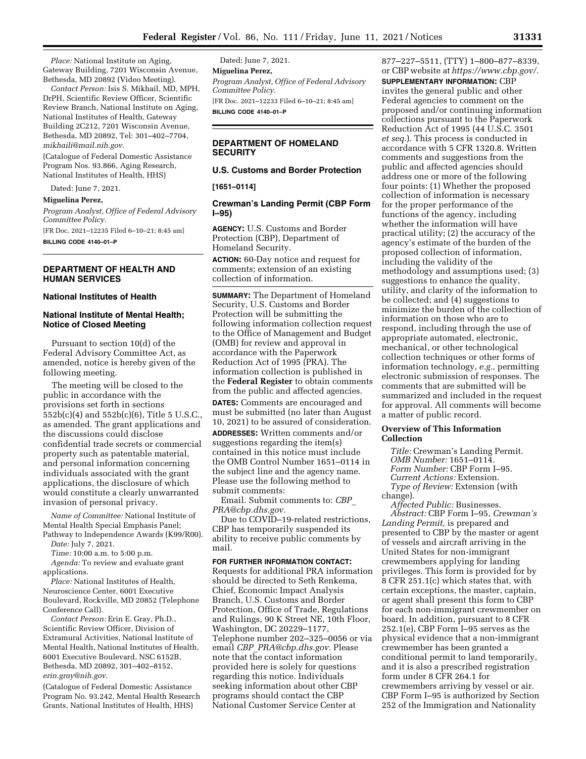*Place:* National Institute on Aging, Gateway Building, 7201 Wisconsin Avenue, Bethesda, MD 20892 (Video Meeting).

*Contact Person:* Isis S. Mikhail, MD, MPH, DrPH, Scientific Review Officer, Scientific Review Branch, National Institute on Aging, National Institutes of Health, Gateway Building 2C212, 7201 Wisconsin Avenue, Bethesda, MD 20892, Tel: 301–402–7704, *mikhaili@mail.nih.gov*.

(Catalogue of Federal Domestic Assistance Program Nos. 93.866, Aging Research, National Institutes of Health, HHS)

Dated: June 7, 2021.

**Miguelina Perez,**

*Program Analyst, Office of Federal Advisory Committee Policy.*

[FR Doc. 2021–12235 Filed 6–10–21; 8:45 am]

**BILLING CODE 4140–01–P**

## DEPARTMENT OF HEALTH AND HUMAN SERVICES

### National Institutes of Health

### National Institute of Mental Health; Notice of Closed Meeting

Pursuant to section 10(d) of the Federal Advisory Committee Act, as amended, notice is hereby given of the following meeting.

The meeting will be closed to the public in accordance with the provisions set forth in sections 552b(c)(4) and 552b(c)(6), Title 5 U.S.C., as amended. The grant applications and the discussions could disclose confidential trade secrets or commercial property such as patentable material, and personal information concerning individuals associated with the grant applications, the disclosure of which would constitute a clearly unwarranted invasion of personal privacy.

*Name of Committee:* National Institute of Mental Health Special Emphasis Panel; Pathway to Independence Awards (K99/R00).

*Date:* July 7, 2021.

*Time:* 10:00 a.m. to 5:00 p.m.

*Agenda:* To review and evaluate grant applications.

*Place:* National Institutes of Health, Neuroscience Center, 6001 Executive Boulevard, Rockville, MD 20852 (Telephone Conference Call).

*Contact Person:* Erin E. Gray, Ph.D., Scientific Review Officer, Division of Extramural Activities, National Institute of Mental Health, National Institutes of Health, 6001 Executive Boulevard, NSC 6152B, Bethesda, MD 20892, 301–402–8152, *erin.gray@nih.gov*.

(Catalogue of Federal Domestic Assistance Program No. 93.242, Mental Health Research Grants, National Institutes of Health, HHS)

Dated: June 7, 2021.

**Miguelina Perez,**

*Program Analyst, Office of Federal Advisory Committee Policy.*

[FR Doc. 2021–12233 Filed 6–10–21; 8:45 am]

**BILLING CODE 4140–01–P**

## DEPARTMENT OF HOMELAND SECURITY

### U.S. Customs and Border Protection

**[1651–0114]**

### Crewman's Landing Permit (CBP Form I–95)

**AGENCY:** U.S. Customs and Border Protection (CBP), Department of Homeland Security.

**ACTION:** 60-Day notice and request for comments; extension of an existing collection of information.

**SUMMARY:** The Department of Homeland Security, U.S. Customs and Border Protection will be submitting the following information collection request to the Office of Management and Budget (OMB) for review and approval in accordance with the Paperwork Reduction Act of 1995 (PRA). The information collection is published in the **Federal Register** to obtain comments from the public and affected agencies.

**DATES:** Comments are encouraged and must be submitted (no later than August 10, 2021) to be assured of consideration.

**ADDRESSES:** Written comments and/or suggestions regarding the item(s) contained in this notice must include the OMB Control Number 1651–0114 in the subject line and the agency name. Please use the following method to submit comments:

Email. Submit comments to: *CBP_PRA@cbp.dhs.gov.*

Due to COVID–19-related restrictions, CBP has temporarily suspended its ability to receive public comments by mail.

**FOR FURTHER INFORMATION CONTACT:** Requests for additional PRA information should be directed to Seth Renkema, Chief, Economic Impact Analysis Branch, U.S. Customs and Border Protection, Office of Trade, Regulations and Rulings, 90 K Street NE, 10th Floor, Washington, DC 20229–1177, Telephone number 202–325–0056 or via email *CBP_PRA@cbp.dhs.gov.* Please note that the contact information provided here is solely for questions regarding this notice. Individuals seeking information about other CBP programs should contact the CBP National Customer Service Center at 877–227–5511, (TTY) 1–800–877–8339, or CBP website at *https://www.cbp.gov/.*

**SUPPLEMENTARY INFORMATION:** CBP invites the general public and other Federal agencies to comment on the proposed and/or continuing information collections pursuant to the Paperwork Reduction Act of 1995 (44 U.S.C. 3501 *et seq.*). This process is conducted in accordance with 5 CFR 1320.8. Written comments and suggestions from the public and affected agencies should address one or more of the following four points: (1) Whether the proposed collection of information is necessary for the proper performance of the functions of the agency, including whether the information will have practical utility; (2) the accuracy of the agency's estimate of the burden of the proposed collection of information, including the validity of the methodology and assumptions used; (3) suggestions to enhance the quality, utility, and clarity of the information to be collected; and (4) suggestions to minimize the burden of the collection of information on those who are to respond, including through the use of appropriate automated, electronic, mechanical, or other technological collection techniques or other forms of information technology, *e.g.,* permitting electronic submission of responses. The comments that are submitted will be summarized and included in the request for approval. All comments will become a matter of public record.

### Overview of This Information Collection

*Title:* Crewman's Landing Permit.

*OMB Number:* 1651–0114.

*Form Number:* CBP Form I–95.

*Current Actions:* Extension.

*Type of Review:* Extension (with change).

*Affected Public:* Businesses.

*Abstract:* CBP Form I–95, *Crewman's Landing Permit,* is prepared and presented to CBP by the master or agent of vessels and aircraft arriving in the United States for non-immigrant crewmembers applying for landing privileges. This form is provided for by 8 CFR 251.1(c) which states that, with certain exceptions, the master, captain, or agent shall present this form to CBP for each non-immigrant crewmember on board. In addition, pursuant to 8 CFR 252.1(e), CBP Form I–95 serves as the physical evidence that a non-immigrant crewmember has been granted a conditional permit to land temporarily, and it is also a prescribed registration form under 8 CFR 264.1 for crewmembers arriving by vessel or air. CBP Form I–95 is authorized by Section 252 of the Immigration and Nationality